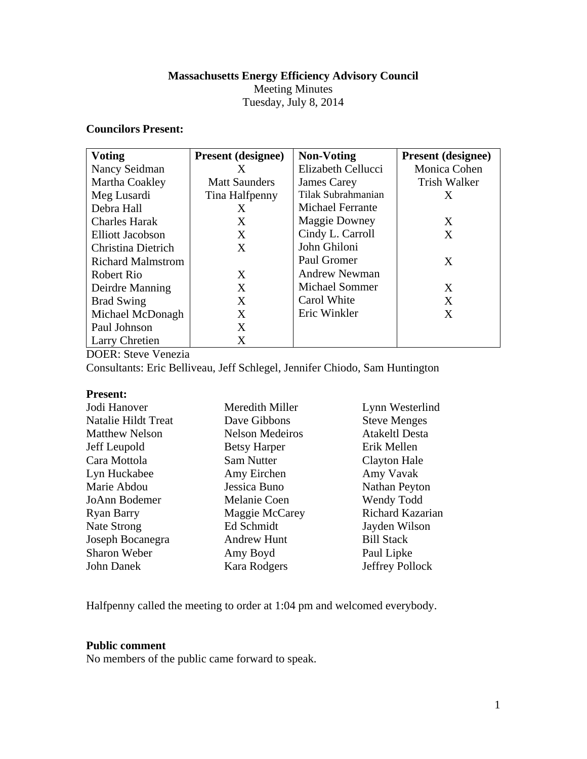**Massachusetts Energy Efficiency Advisory Council**

Meeting Minutes

Tuesday, July 8, 2014

**Councilors Present:**

| **Voting** | **Present (designee)** | **Non-Voting** | **Present (designee)** |
|---|---|---|---|
| Nancy Seidman | X | Elizabeth Cellucci | Monica Cohen |
| Martha Coakley | Matt Saunders | James Carey | Trish Walker |
| Meg Lusardi | Tina Halfpenny | Tilak Subrahmanian | X |
| Debra Hall | X | Michael Ferrante | |
| Charles Harak | X | Maggie Downey | X |
| Elliott Jacobson | X | Cindy L. Carroll | X |
| Christina Dietrich | X | John Ghiloni | |
| Richard Malmstrom | | Paul Gromer | X |
| Robert Rio | X | Andrew Newman | |
| Deirdre Manning | X | Michael Sommer | X |
| Brad Swing | X | Carol White | X |
| Michael McDonagh | X | Eric Winkler | X |
| Paul Johnson | X | | |
| Larry Chretien | X | | |

DOER: Steve Venezia

Consultants: Eric Belliveau, Jeff Schlegel, Jennifer Chiodo, Sam Huntington

**Present:**

Jodi Hanover
Natalie Hildt Treat
Matthew Nelson
Jeff Leupold
Cara Mottola
Lyn Huckabee
Marie Abdou
JoAnn Bodemer
Ryan Barry
Nate Strong
Joseph Bocanegra
Sharon Weber
John Danek
Meredith Miller
Dave Gibbons
Nelson Medeiros
Betsy Harper
Sam Nutter
Amy Eirchen
Jessica Buno
Melanie Coen
Maggie McCarey
Ed Schmidt
Andrew Hunt
Amy Boyd
Kara Rodgers
Lynn Westerlind
Steve Menges
Atakeltl Desta
Erik Mellen
Clayton Hale
Amy Vavak
Nathan Peyton
Wendy Todd
Richard Kazarian
Jayden Wilson
Bill Stack
Paul Lipke
Jeffrey Pollock

Halfpenny called the meeting to order at 1:04 pm and welcomed everybody.

**Public comment**

No members of the public came forward to speak.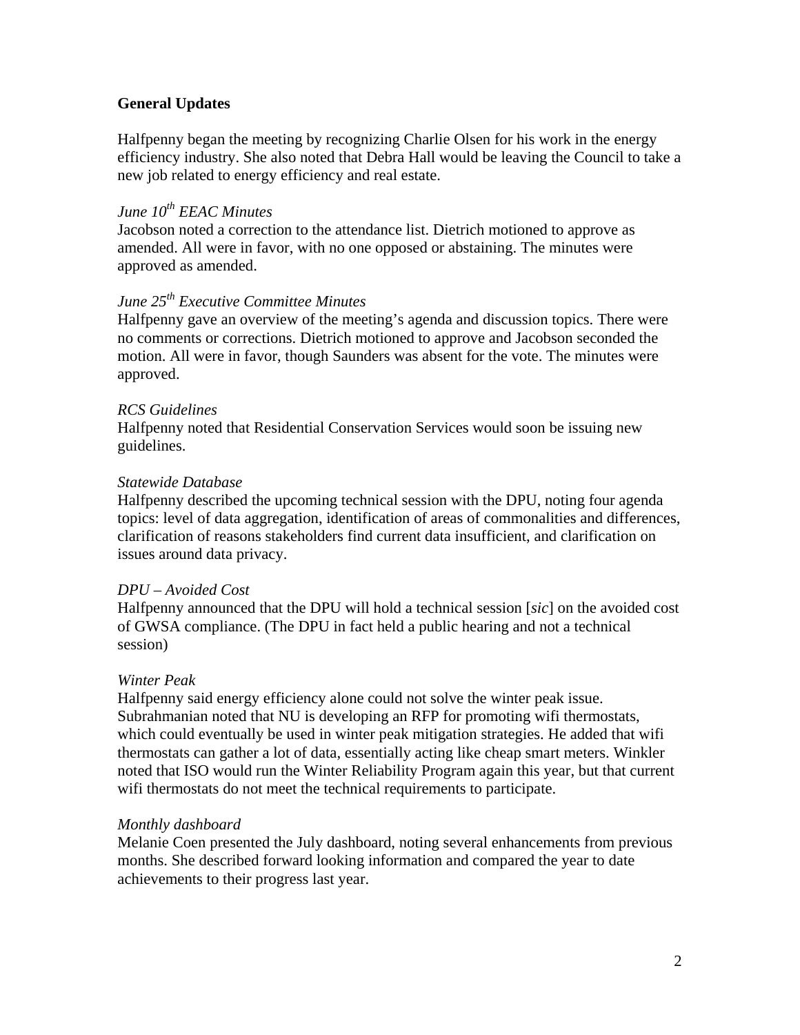## General Updates

Halfpenny began the meeting by recognizing Charlie Olsen for his work in the energy efficiency industry. She also noted that Debra Hall would be leaving the Council to take a new job related to energy efficiency and real estate.

*June 10th EEAC Minutes*

Jacobson noted a correction to the attendance list. Dietrich motioned to approve as amended. All were in favor, with no one opposed or abstaining. The minutes were approved as amended.

*June 25th Executive Committee Minutes*

Halfpenny gave an overview of the meeting's agenda and discussion topics. There were no comments or corrections. Dietrich motioned to approve and Jacobson seconded the motion. All were in favor, though Saunders was absent for the vote. The minutes were approved.

*RCS Guidelines*

Halfpenny noted that Residential Conservation Services would soon be issuing new guidelines.

*Statewide Database*

Halfpenny described the upcoming technical session with the DPU, noting four agenda topics: level of data aggregation, identification of areas of commonalities and differences, clarification of reasons stakeholders find current data insufficient, and clarification on issues around data privacy.

*DPU – Avoided Cost*

Halfpenny announced that the DPU will hold a technical session [*sic*] on the avoided cost of GWSA compliance. (The DPU in fact held a public hearing and not a technical session)

*Winter Peak*

Halfpenny said energy efficiency alone could not solve the winter peak issue. Subrahmanian noted that NU is developing an RFP for promoting wifi thermostats, which could eventually be used in winter peak mitigation strategies. He added that wifi thermostats can gather a lot of data, essentially acting like cheap smart meters. Winkler noted that ISO would run the Winter Reliability Program again this year, but that current wifi thermostats do not meet the technical requirements to participate.

*Monthly dashboard*

Melanie Coen presented the July dashboard, noting several enhancements from previous months. She described forward looking information and compared the year to date achievements to their progress last year.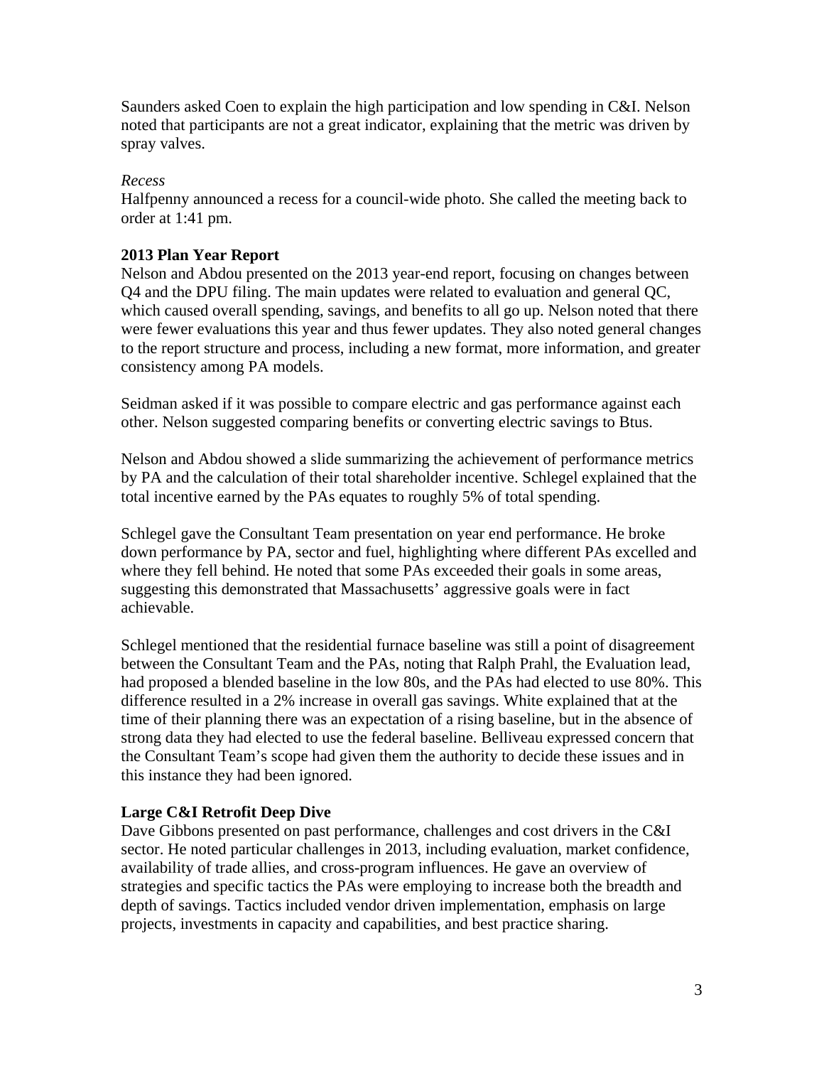Saunders asked Coen to explain the high participation and low spending in C&I. Nelson noted that participants are not a great indicator, explaining that the metric was driven by spray valves.

*Recess*
Halfpenny announced a recess for a council-wide photo. She called the meeting back to order at 1:41 pm.

**2013 Plan Year Report**
Nelson and Abdou presented on the 2013 year-end report, focusing on changes between Q4 and the DPU filing. The main updates were related to evaluation and general QC, which caused overall spending, savings, and benefits to all go up. Nelson noted that there were fewer evaluations this year and thus fewer updates. They also noted general changes to the report structure and process, including a new format, more information, and greater consistency among PA models.

Seidman asked if it was possible to compare electric and gas performance against each other. Nelson suggested comparing benefits or converting electric savings to Btus.

Nelson and Abdou showed a slide summarizing the achievement of performance metrics by PA and the calculation of their total shareholder incentive. Schlegel explained that the total incentive earned by the PAs equates to roughly 5% of total spending.

Schlegel gave the Consultant Team presentation on year end performance. He broke down performance by PA, sector and fuel, highlighting where different PAs excelled and where they fell behind. He noted that some PAs exceeded their goals in some areas, suggesting this demonstrated that Massachusetts' aggressive goals were in fact achievable.

Schlegel mentioned that the residential furnace baseline was still a point of disagreement between the Consultant Team and the PAs, noting that Ralph Prahl, the Evaluation lead, had proposed a blended baseline in the low 80s, and the PAs had elected to use 80%. This difference resulted in a 2% increase in overall gas savings. White explained that at the time of their planning there was an expectation of a rising baseline, but in the absence of strong data they had elected to use the federal baseline. Belliveau expressed concern that the Consultant Team's scope had given them the authority to decide these issues and in this instance they had been ignored.

**Large C&I Retrofit Deep Dive**
Dave Gibbons presented on past performance, challenges and cost drivers in the C&I sector. He noted particular challenges in 2013, including evaluation, market confidence, availability of trade allies, and cross-program influences. He gave an overview of strategies and specific tactics the PAs were employing to increase both the breadth and depth of savings. Tactics included vendor driven implementation, emphasis on large projects, investments in capacity and capabilities, and best practice sharing.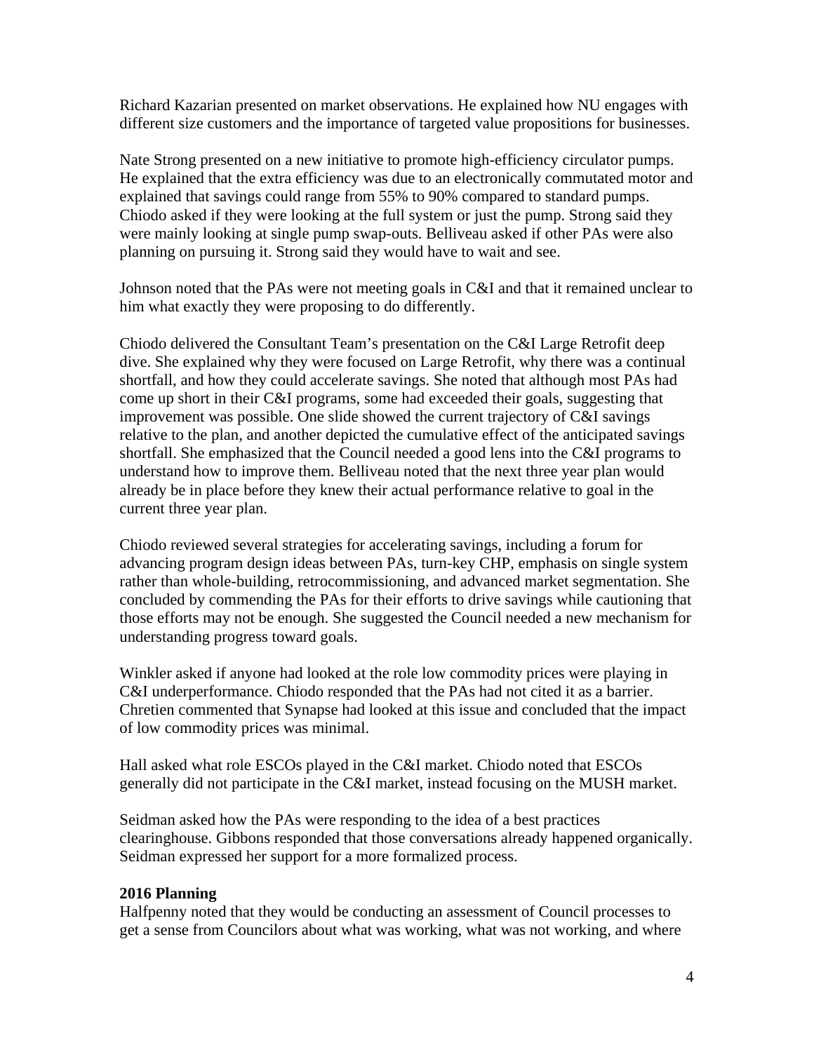Richard Kazarian presented on market observations. He explained how NU engages with different size customers and the importance of targeted value propositions for businesses.

Nate Strong presented on a new initiative to promote high-efficiency circulator pumps. He explained that the extra efficiency was due to an electronically commutated motor and explained that savings could range from 55% to 90% compared to standard pumps. Chiodo asked if they were looking at the full system or just the pump. Strong said they were mainly looking at single pump swap-outs. Belliveau asked if other PAs were also planning on pursuing it. Strong said they would have to wait and see.

Johnson noted that the PAs were not meeting goals in C&I and that it remained unclear to him what exactly they were proposing to do differently.

Chiodo delivered the Consultant Team's presentation on the C&I Large Retrofit deep dive. She explained why they were focused on Large Retrofit, why there was a continual shortfall, and how they could accelerate savings. She noted that although most PAs had come up short in their C&I programs, some had exceeded their goals, suggesting that improvement was possible. One slide showed the current trajectory of C&I savings relative to the plan, and another depicted the cumulative effect of the anticipated savings shortfall. She emphasized that the Council needed a good lens into the C&I programs to understand how to improve them. Belliveau noted that the next three year plan would already be in place before they knew their actual performance relative to goal in the current three year plan.

Chiodo reviewed several strategies for accelerating savings, including a forum for advancing program design ideas between PAs, turn-key CHP, emphasis on single system rather than whole-building, retrocommissioning, and advanced market segmentation. She concluded by commending the PAs for their efforts to drive savings while cautioning that those efforts may not be enough. She suggested the Council needed a new mechanism for understanding progress toward goals.

Winkler asked if anyone had looked at the role low commodity prices were playing in C&I underperformance. Chiodo responded that the PAs had not cited it as a barrier. Chretien commented that Synapse had looked at this issue and concluded that the impact of low commodity prices was minimal.

Hall asked what role ESCOs played in the C&I market. Chiodo noted that ESCOs generally did not participate in the C&I market, instead focusing on the MUSH market.

Seidman asked how the PAs were responding to the idea of a best practices clearinghouse. Gibbons responded that those conversations already happened organically. Seidman expressed her support for a more formalized process.

**2016 Planning**

Halfpenny noted that they would be conducting an assessment of Council processes to get a sense from Councilors about what was working, what was not working, and where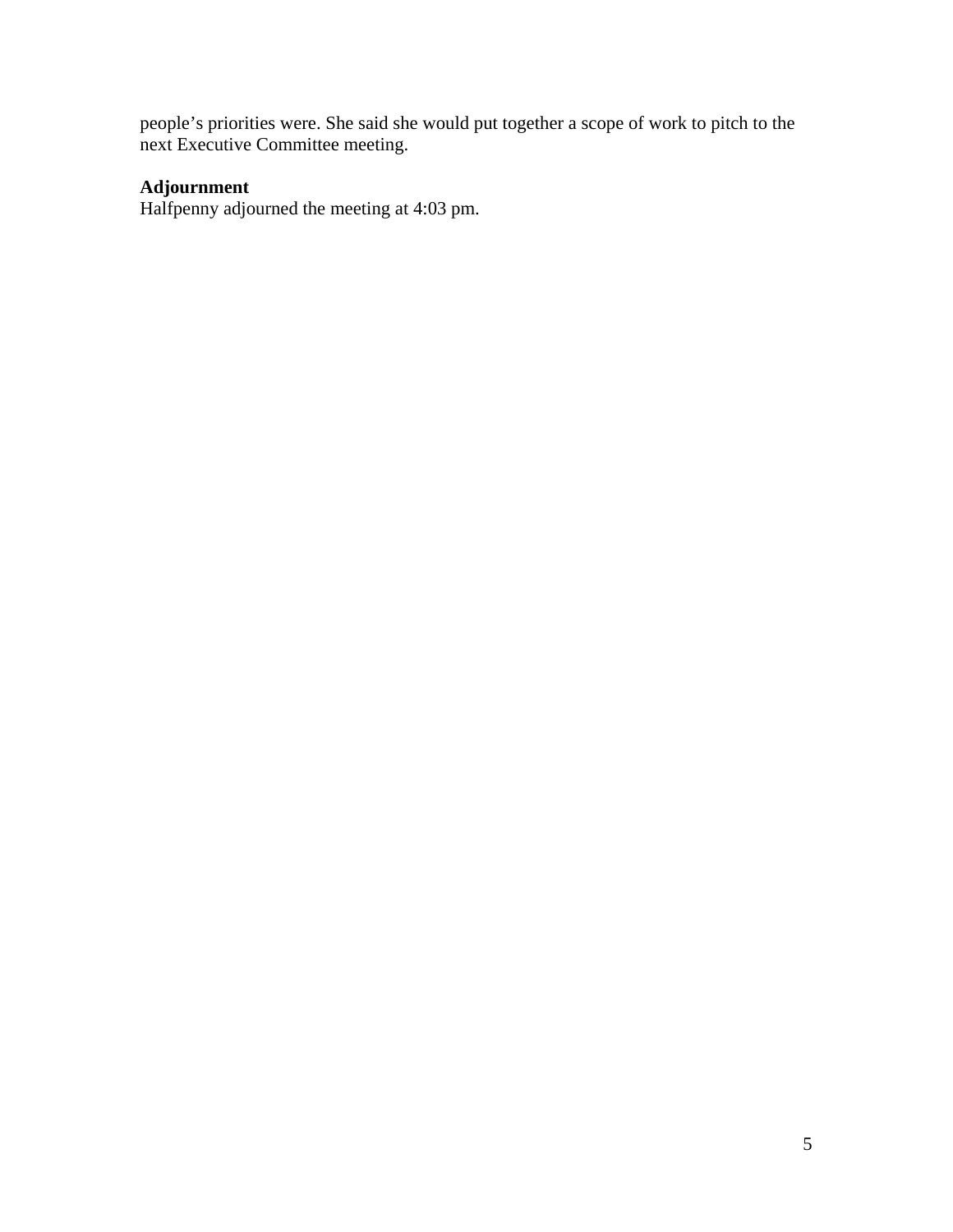people's priorities were. She said she would put together a scope of work to pitch to the next Executive Committee meeting.

**Adjournment**
Halfpenny adjourned the meeting at 4:03 pm.